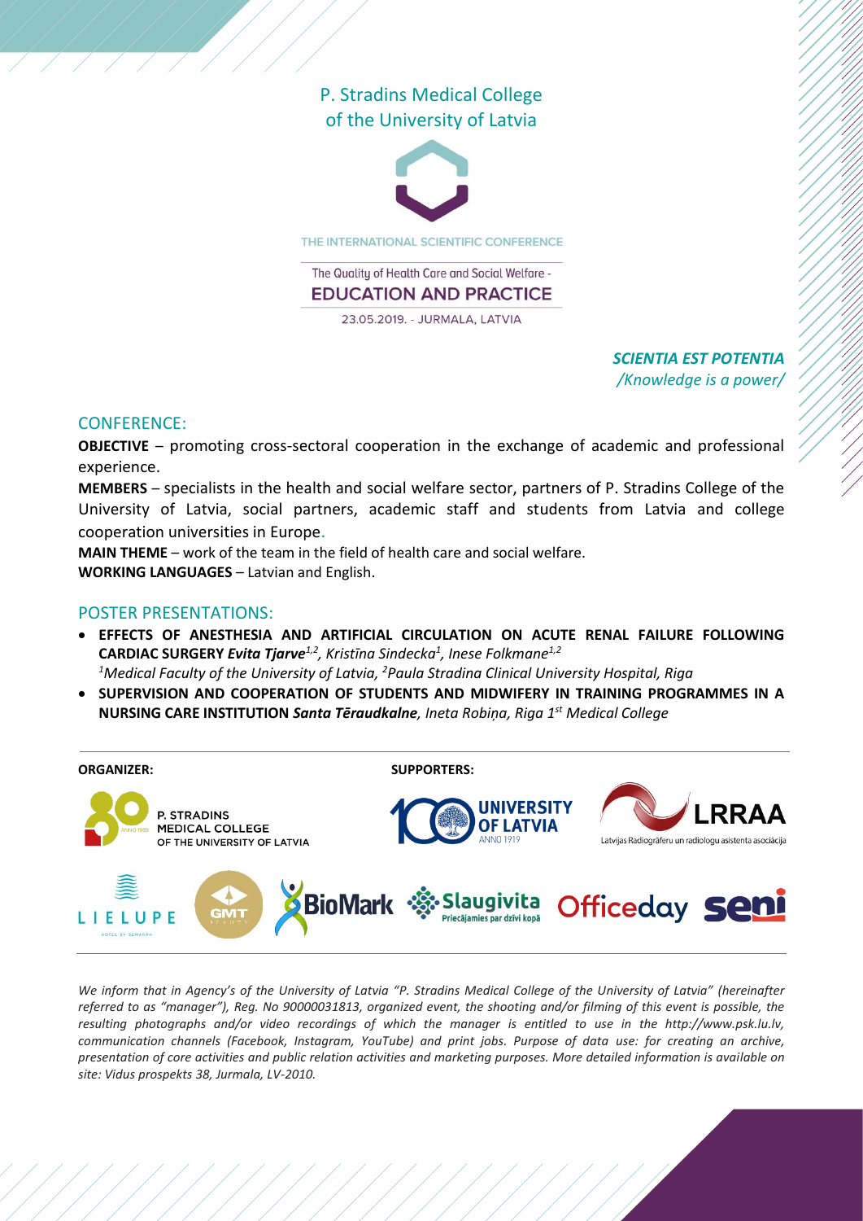P. Stradins Medical College
of the University of Latvia

THE INTERNATIONAL SCIENTIFIC CONFERENCE

The Quality of Health Care and Social Welfare -

**EDUCATION AND PRACTICE**

23.05.2019. - JURMALA, LATVIA

***SCIENTIA EST POTENTIA***
*/Knowledge is a power/*

## CONFERENCE:

**OBJECTIVE** – promoting cross-sectoral cooperation in the exchange of academic and professional experience.

**MEMBERS** – specialists in the health and social welfare sector, partners of P. Stradins College of the University of Latvia, social partners, academic staff and students from Latvia and college cooperation universities in Europe.

**MAIN THEME** – work of the team in the field of health care and social welfare.

**WORKING LANGUAGES** – Latvian and English.

## POSTER PRESENTATIONS:

- **EFFECTS OF ANESTHESIA AND ARTIFICIAL CIRCULATION ON ACUTE RENAL FAILURE FOLLOWING CARDIAC SURGERY** ***Evita Tjarve***[1,2], *Kristīna Sindecka*[1], *Inese Folkmane*[1,2]
  [1]*Medical Faculty of the University of Latvia,* [2]*Paula Stradina Clinical University Hospital, Riga*
- **SUPERVISION AND COOPERATION OF STUDENTS AND MIDWIFERY IN TRAINING PROGRAMMES IN A NURSING CARE INSTITUTION** ***Santa Tēraudkalne****, Ineta Robiņa, Riga 1st Medical College*

**ORGANIZER:**

P. STRADINS MEDICAL COLLEGE OF THE UNIVERSITY OF LATVIA

**SUPPORTERS:**

UNIVERSITY OF LATVIA ANNO 1919; LRRAA Latvijas Radiogrāferu un radiologu asistentu asociācija; LIELUPE HOTEL BY SEMARAH; GMT; BioMark; Slaugivita Priecājamies par dzīvi kopā; Officeday; seni

*We inform that in Agency's of the University of Latvia "P. Stradins Medical College of the University of Latvia" (hereinafter referred to as "manager"), Reg. No 90000031813, organized event, the shooting and/or filming of this event is possible, the resulting photographs and/or video recordings of which the manager is entitled to use in the http://www.psk.lu.lv, communication channels (Facebook, Instagram, YouTube) and print jobs. Purpose of data use: for creating an archive, presentation of core activities and public relation activities and marketing purposes. More detailed information is available on site: Vidus prospekts 38, Jurmala, LV-2010.*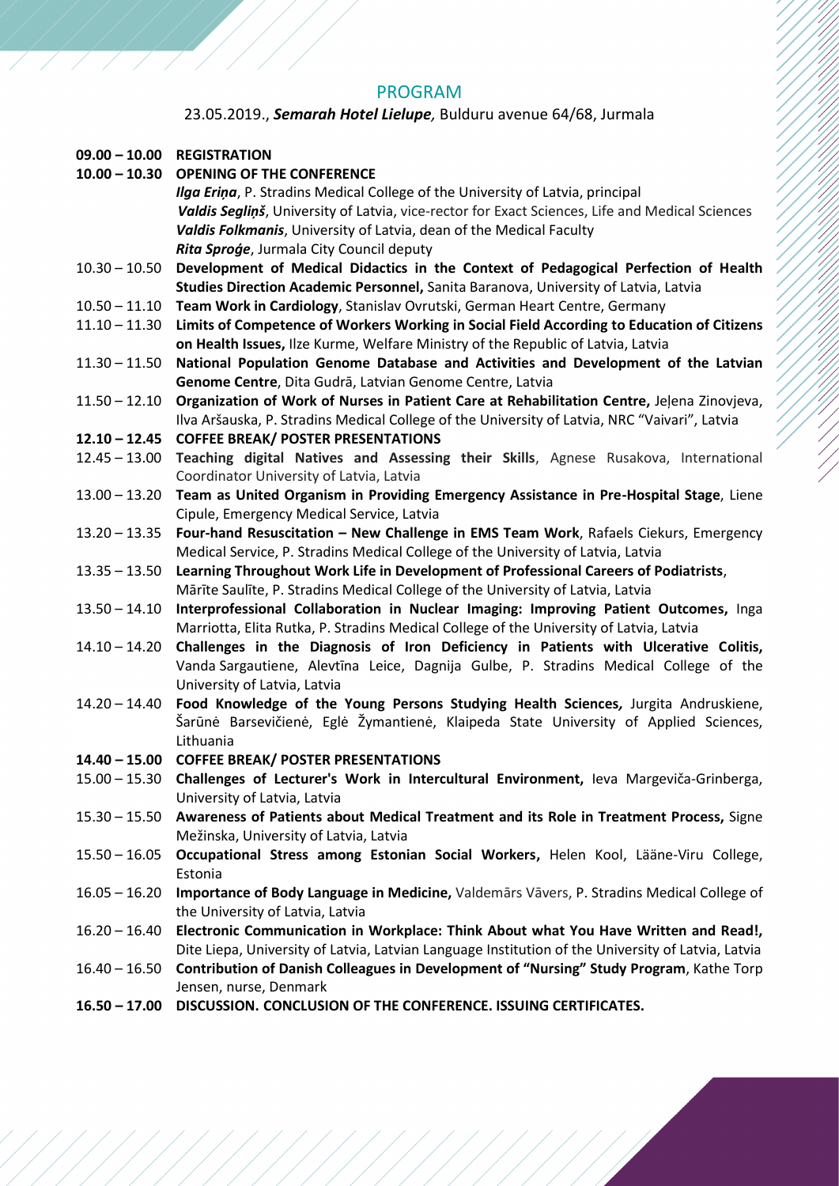## PROGRAM

23.05.2019., ***Semarah Hotel Lielupe**,* Bulduru avenue 64/68, Jurmala

| | |
|---|---|
| **09.00 – 10.00** | **REGISTRATION** |
| **10.00 – 10.30** | **OPENING OF THE CONFERENCE** <br> ***Ilga Eriņa***, P. Stradins Medical College of the University of Latvia, principal <br> ***Valdis Segliņš***, University of Latvia, vice-rector for Exact Sciences, Life and Medical Sciences <br> ***Valdis Folkmanis***, University of Latvia, dean of the Medical Faculty <br> ***Rita Sproģe***, Jurmala City Council deputy |
| 10.30 – 10.50 | **Development of Medical Didactics in the Context of Pedagogical Perfection of Health Studies Direction Academic Personnel,** Sanita Baranova, University of Latvia, Latvia |
| 10.50 – 11.10 | **Team Work in Cardiology**, Stanislav Ovrutski, German Heart Centre, Germany |
| 11.10 – 11.30 | **Limits of Competence of Workers Working in Social Field According to Education of Citizens on Health Issues,** Ilze Kurme, Welfare Ministry of the Republic of Latvia, Latvia |
| 11.30 – 11.50 | **National Population Genome Database and Activities and Development of the Latvian Genome Centre**, Dita Gudrā, Latvian Genome Centre, Latvia |
| 11.50 – 12.10 | **Organization of Work of Nurses in Patient Care at Rehabilitation Centre,** Jeļena Zinovjeva, Ilva Aršauska, P. Stradins Medical College of the University of Latvia, NRC "Vaivari", Latvia |
| **12.10 – 12.45** | **COFFEE BREAK/ POSTER PRESENTATIONS** |
| 12.45 – 13.00 | **Teaching digital Natives and Assessing their Skills**, Agnese Rusakova, International Coordinator University of Latvia, Latvia |
| 13.00 – 13.20 | **Team as United Organism in Providing Emergency Assistance in Pre-Hospital Stage**, Liene Cipule, Emergency Medical Service, Latvia |
| 13.20 – 13.35 | **Four-hand Resuscitation – New Challenge in EMS Team Work**, Rafaels Ciekurs, Emergency Medical Service, P. Stradins Medical College of the University of Latvia, Latvia |
| 13.35 – 13.50 | **Learning Throughout Work Life in Development of Professional Careers of Podiatrists**, Mārīte Saulīte, P. Stradins Medical College of the University of Latvia, Latvia |
| 13.50 – 14.10 | **Interprofessional Collaboration in Nuclear Imaging: Improving Patient Outcomes,** Inga Marriotta, Elita Rutka, P. Stradins Medical College of the University of Latvia, Latvia |
| 14.10 – 14.20 | **Challenges in the Diagnosis of Iron Deficiency in Patients with Ulcerative Colitis,** Vanda Sargautiene, Alevtīna Leice, Dagnija Gulbe, P. Stradins Medical College of the University of Latvia, Latvia |
| 14.20 – 14.40 | **Food Knowledge of the Young Persons Studying Health Sciences,** Jurgita Andruskiene, Šarūnė Barsevičienė, Eglė Žymantienė, Klaipeda State University of Applied Sciences, Lithuania |
| **14.40 – 15.00** | **COFFEE BREAK/ POSTER PRESENTATIONS** |
| 15.00 – 15.30 | **Challenges of Lecturer's Work in Intercultural Environment,** Ieva Margeviča-Grinberga, University of Latvia, Latvia |
| 15.30 – 15.50 | **Awareness of Patients about Medical Treatment and its Role in Treatment Process,** Signe Mežinska, University of Latvia, Latvia |
| 15.50 – 16.05 | **Occupational Stress among Estonian Social Workers,** Helen Kool, Lääne-Viru College, Estonia |
| 16.05 – 16.20 | **Importance of Body Language in Medicine,** Valdemārs Vāvers, P. Stradins Medical College of the University of Latvia, Latvia |
| 16.20 – 16.40 | **Electronic Communication in Workplace: Think About what You Have Written and Read!,** Dite Liepa, University of Latvia, Latvian Language Institution of the University of Latvia, Latvia |
| 16.40 – 16.50 | **Contribution of Danish Colleagues in Development of "Nursing" Study Program**, Kathe Torp Jensen, nurse, Denmark |
| **16.50 – 17.00** | **DISCUSSION. CONCLUSION OF THE CONFERENCE. ISSUING CERTIFICATES.** |